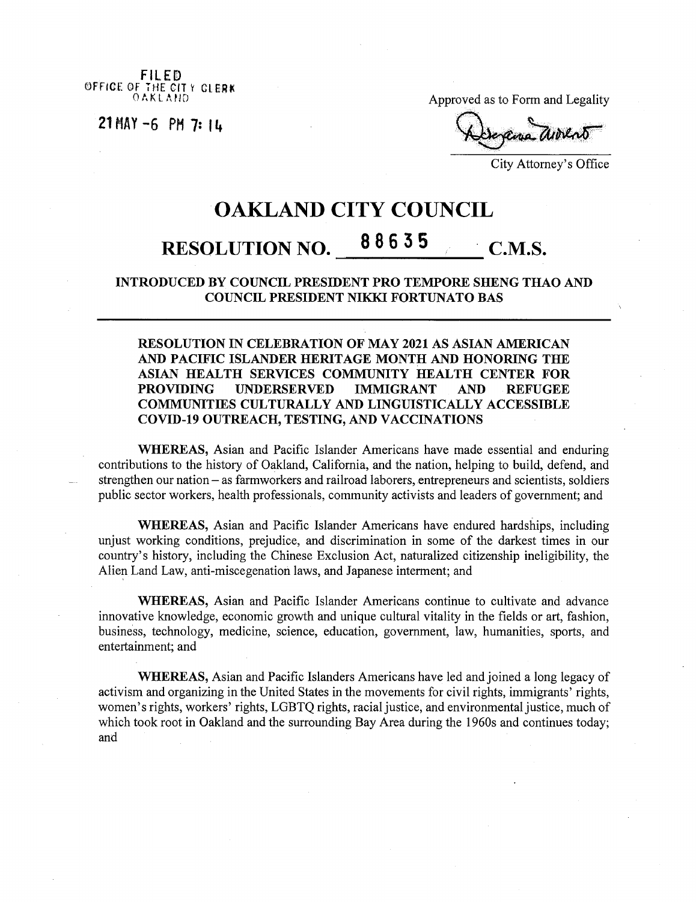FILED
OFFICE OF THE CITY CLERK
OAKLAND

21 MAY -6 PM 7: 14

Approved as to Form and Legality

City Attorney's Office

# OAKLAND CITY COUNCIL

## RESOLUTION NO. 88635 C.M.S.

**INTRODUCED BY COUNCIL PRESIDENT PRO TEMPORE SHENG THAO AND COUNCIL PRESIDENT NIKKI FORTUNATO BAS**

---

**RESOLUTION IN CELEBRATION OF MAY 2021 AS ASIAN AMERICAN AND PACIFIC ISLANDER HERITAGE MONTH AND HONORING THE ASIAN HEALTH SERVICES COMMUNITY HEALTH CENTER FOR PROVIDING UNDERSERVED IMMIGRANT AND REFUGEE COMMUNITIES CULTURALLY AND LINGUISTICALLY ACCESSIBLE COVID-19 OUTREACH, TESTING, AND VACCINATIONS**

**WHEREAS,** Asian and Pacific Islander Americans have made essential and enduring contributions to the history of Oakland, California, and the nation, helping to build, defend, and strengthen our nation – as farmworkers and railroad laborers, entrepreneurs and scientists, soldiers public sector workers, health professionals, community activists and leaders of government; and

**WHEREAS,** Asian and Pacific Islander Americans have endured hardships, including unjust working conditions, prejudice, and discrimination in some of the darkest times in our country's history, including the Chinese Exclusion Act, naturalized citizenship ineligibility, the Alien Land Law, anti-miscegenation laws, and Japanese interment; and

**WHEREAS,** Asian and Pacific Islander Americans continue to cultivate and advance innovative knowledge, economic growth and unique cultural vitality in the fields or art, fashion, business, technology, medicine, science, education, government, law, humanities, sports, and entertainment; and

**WHEREAS,** Asian and Pacific Islanders Americans have led and joined a long legacy of activism and organizing in the United States in the movements for civil rights, immigrants' rights, women's rights, workers' rights, LGBTQ rights, racial justice, and environmental justice, much of which took root in Oakland and the surrounding Bay Area during the 1960s and continues today; and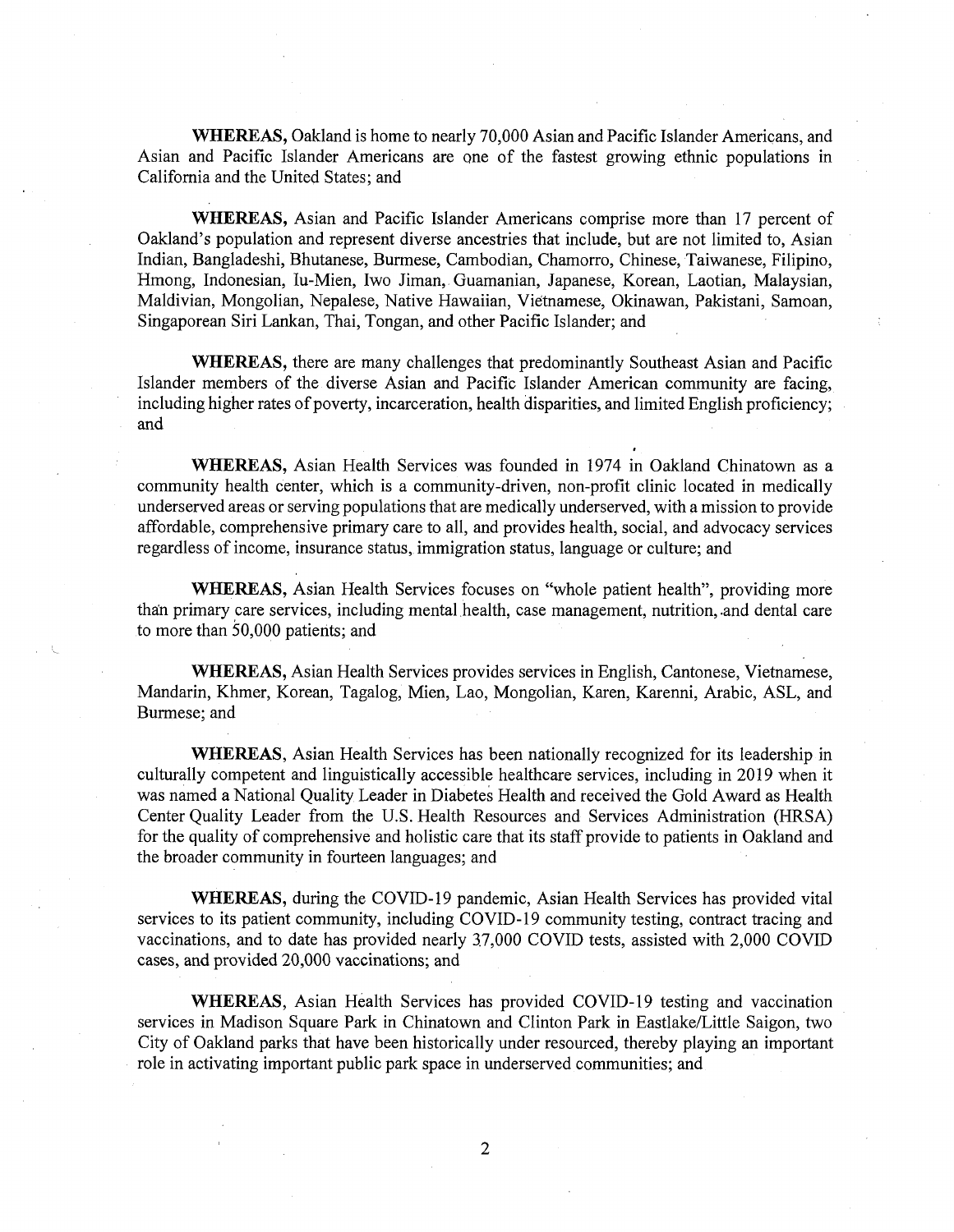**WHEREAS,** Oakland is home to nearly 70,000 Asian and Pacific Islander Americans, and Asian and Pacific Islander Americans are one of the fastest growing ethnic populations in California and the United States; and

**WHEREAS,** Asian and Pacific Islander Americans comprise more than 17 percent of Oakland's population and represent diverse ancestries that include, but are not limited to, Asian Indian, Bangladeshi, Bhutanese, Burmese, Cambodian, Chamorro, Chinese, Taiwanese, Filipino, Hmong, Indonesian, Iu-Mien, Iwo Jiman, Guamanian, Japanese, Korean, Laotian, Malaysian, Maldivian, Mongolian, Nepalese, Native Hawaiian, Vietnamese, Okinawan, Pakistani, Samoan, Singaporean Siri Lankan, Thai, Tongan, and other Pacific Islander; and

**WHEREAS,** there are many challenges that predominantly Southeast Asian and Pacific Islander members of the diverse Asian and Pacific Islander American community are facing, including higher rates of poverty, incarceration, health disparities, and limited English proficiency; and

**WHEREAS,** Asian Health Services was founded in 1974 in Oakland Chinatown as a community health center, which is a community-driven, non-profit clinic located in medically underserved areas or serving populations that are medically underserved, with a mission to provide affordable, comprehensive primary care to all, and provides health, social, and advocacy services regardless of income, insurance status, immigration status, language or culture; and

**WHEREAS,** Asian Health Services focuses on "whole patient health", providing more than primary care services, including mental health, case management, nutrition, and dental care to more than 50,000 patients; and

**WHEREAS,** Asian Health Services provides services in English, Cantonese, Vietnamese, Mandarin, Khmer, Korean, Tagalog, Mien, Lao, Mongolian, Karen, Karenni, Arabic, ASL, and Burmese; and

**WHEREAS,** Asian Health Services has been nationally recognized for its leadership in culturally competent and linguistically accessible healthcare services, including in 2019 when it was named a National Quality Leader in Diabetes Health and received the Gold Award as Health Center Quality Leader from the U.S. Health Resources and Services Administration (HRSA) for the quality of comprehensive and holistic care that its staff provide to patients in Oakland and the broader community in fourteen languages; and

**WHEREAS,** during the COVID-19 pandemic, Asian Health Services has provided vital services to its patient community, including COVID-19 community testing, contract tracing and vaccinations, and to date has provided nearly 37,000 COVID tests, assisted with 2,000 COVID cases, and provided 20,000 vaccinations; and

**WHEREAS,** Asian Health Services has provided COVID-19 testing and vaccination services in Madison Square Park in Chinatown and Clinton Park in Eastlake/Little Saigon, two City of Oakland parks that have been historically under resourced, thereby playing an important role in activating important public park space in underserved communities; and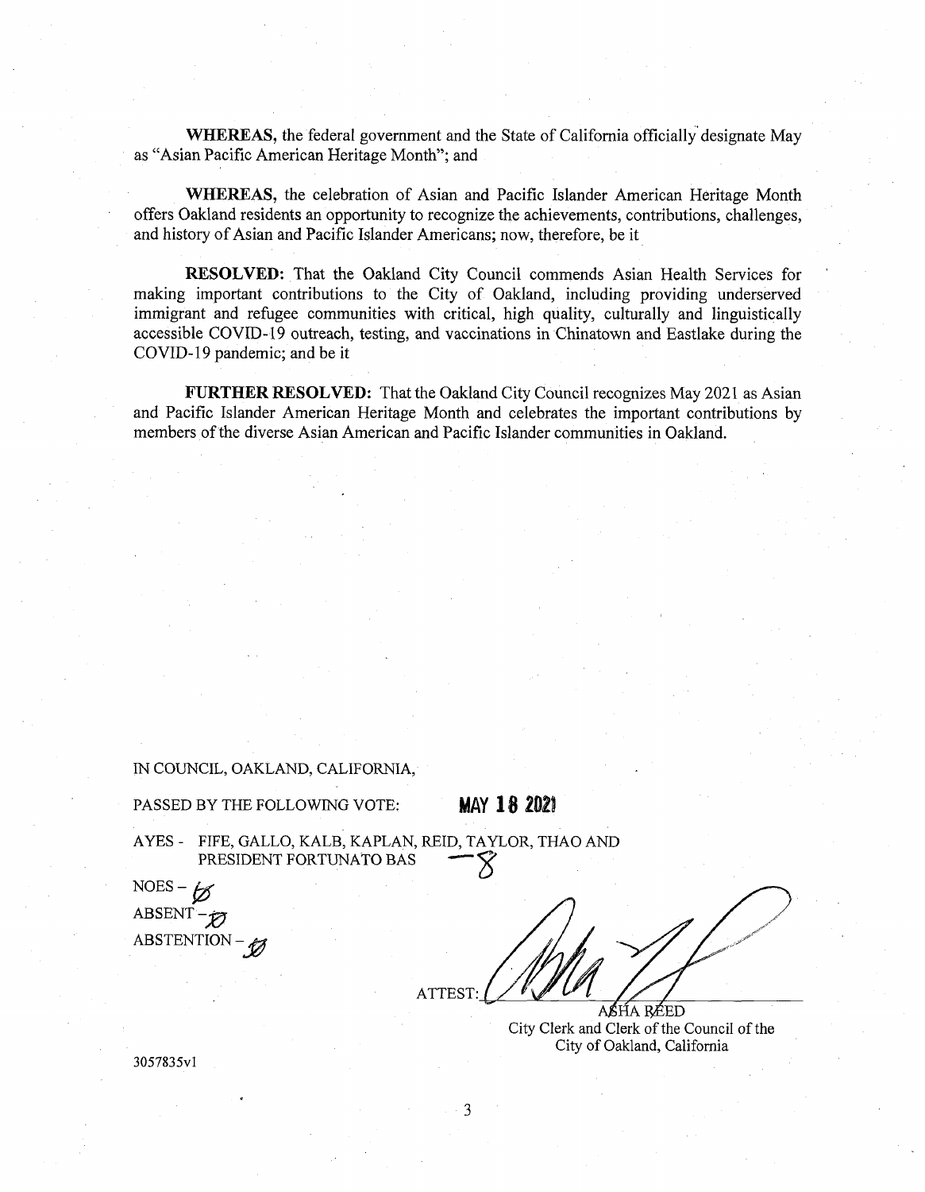**WHEREAS,** the federal government and the State of California officially designate May as "Asian Pacific American Heritage Month"; and

**WHEREAS,** the celebration of Asian and Pacific Islander American Heritage Month offers Oakland residents an opportunity to recognize the achievements, contributions, challenges, and history of Asian and Pacific Islander Americans; now, therefore, be it

**RESOLVED:** That the Oakland City Council commends Asian Health Services for making important contributions to the City of Oakland, including providing underserved immigrant and refugee communities with critical, high quality, culturally and linguistically accessible COVID-19 outreach, testing, and vaccinations in Chinatown and Eastlake during the COVID-19 pandemic; and be it

**FURTHER RESOLVED:** That the Oakland City Council recognizes May 2021 as Asian and Pacific Islander American Heritage Month and celebrates the important contributions by members of the diverse Asian American and Pacific Islander communities in Oakland.

IN COUNCIL, OAKLAND, CALIFORNIA,

PASSED BY THE FOLLOWING VOTE: **MAY 18 2021**

AYES - FIFE, GALLO, KALB, KAPLAN, REID, TAYLOR, THAO AND PRESIDENT FORTUNATO BAS — 8

NOES – Ø

ABSENT – Ø

ABSTENTION – Ø

ATTEST: ASHA REED

City Clerk and Clerk of the Council of the City of Oakland, California

3057835v1